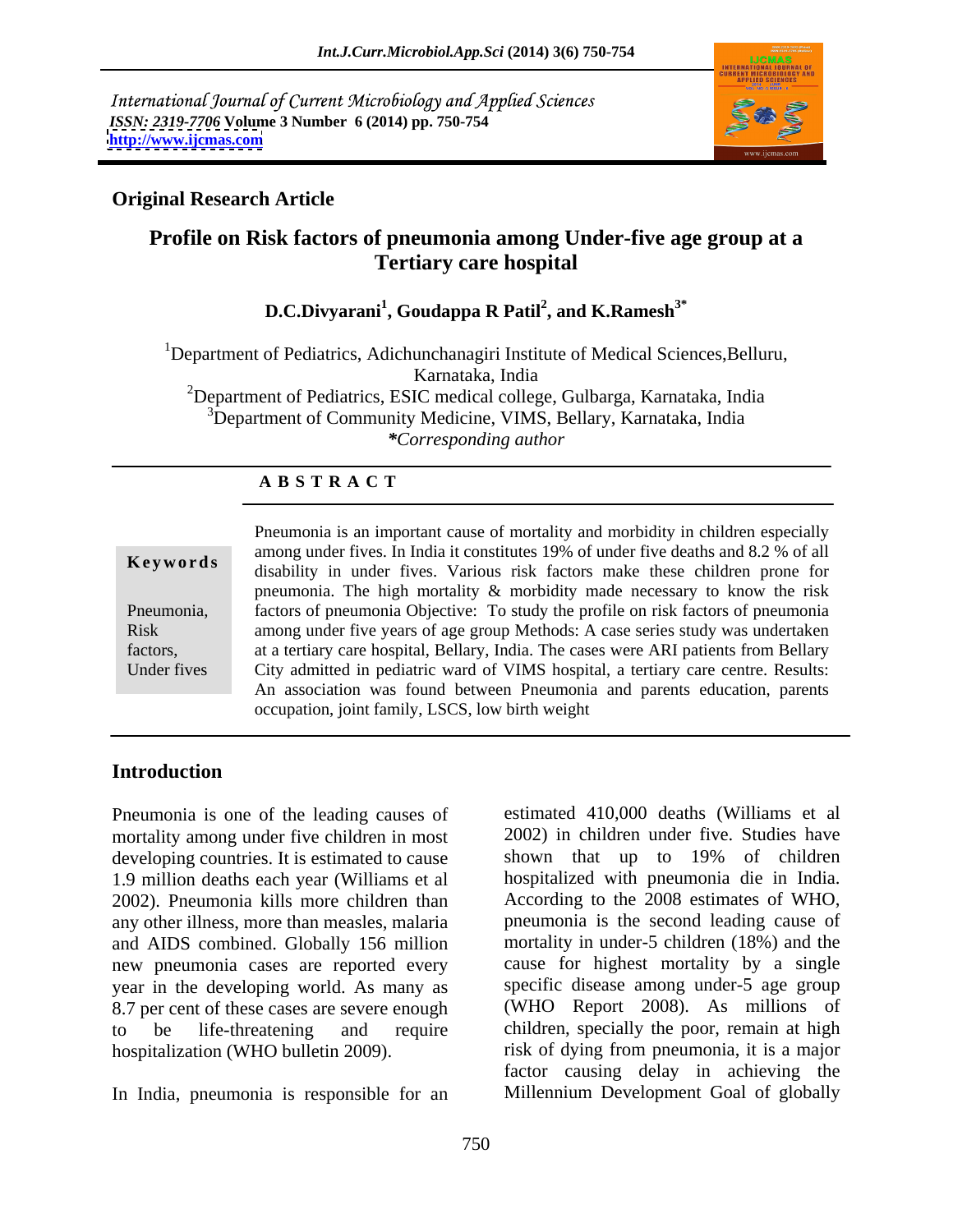International Journal of Current Microbiology and Applied Sciences
*ISSN: 2319-7706* **Volume 3 Number 6 (2014) pp. 750-754**
**http://www.ijcmas.com**

## Original Research Article

# Profile on Risk factors of pneumonia among Under-five age group at a Tertiary care hospital

**D.C.Divyarani[1], Goudappa R Patil[2], and K.Ramesh[3*]**

[1]Department of Pediatrics, Adichunchanagiri Institute of Medical Sciences,Belluru, Karnataka, India
[2]Department of Pediatrics, ESIC medical college, Gulbarga, Karnataka, India
[3]Department of Community Medicine, VIMS, Bellary, Karnataka, India
*\*Corresponding author*

## A B S T R A C T

**Keywords**

Pneumonia, Risk factors, Under fives

Pneumonia is an important cause of mortality and morbidity in children especially among under fives. In India it constitutes 19% of under five deaths and 8.2 % of all disability in under fives. Various risk factors make these children prone for pneumonia. The high mortality & morbidity made necessary to know the risk factors of pneumonia Objective: To study the profile on risk factors of pneumonia among under five years of age group Methods: A case series study was undertaken at a tertiary care hospital, Bellary, India. The cases were ARI patients from Bellary City admitted in pediatric ward of VIMS hospital, a tertiary care centre. Results: An association was found between Pneumonia and parents education, parents occupation, joint family, LSCS, low birth weight

## Introduction

Pneumonia is one of the leading causes of mortality among under five children in most developing countries. It is estimated to cause 1.9 million deaths each year (Williams et al 2002). Pneumonia kills more children than any other illness, more than measles, malaria and AIDS combined. Globally 156 million new pneumonia cases are reported every year in the developing world. As many as 8.7 per cent of these cases are severe enough to be life-threatening and require hospitalization (WHO bulletin 2009).

In India, pneumonia is responsible for an estimated 410,000 deaths (Williams et al 2002) in children under five. Studies have shown that up to 19% of children hospitalized with pneumonia die in India. According to the 2008 estimates of WHO, pneumonia is the second leading cause of mortality in under-5 children (18%) and the cause for highest mortality by a single specific disease among under-5 age group (WHO Report 2008). As millions of children, specially the poor, remain at high risk of dying from pneumonia, it is a major factor causing delay in achieving the Millennium Development Goal of globally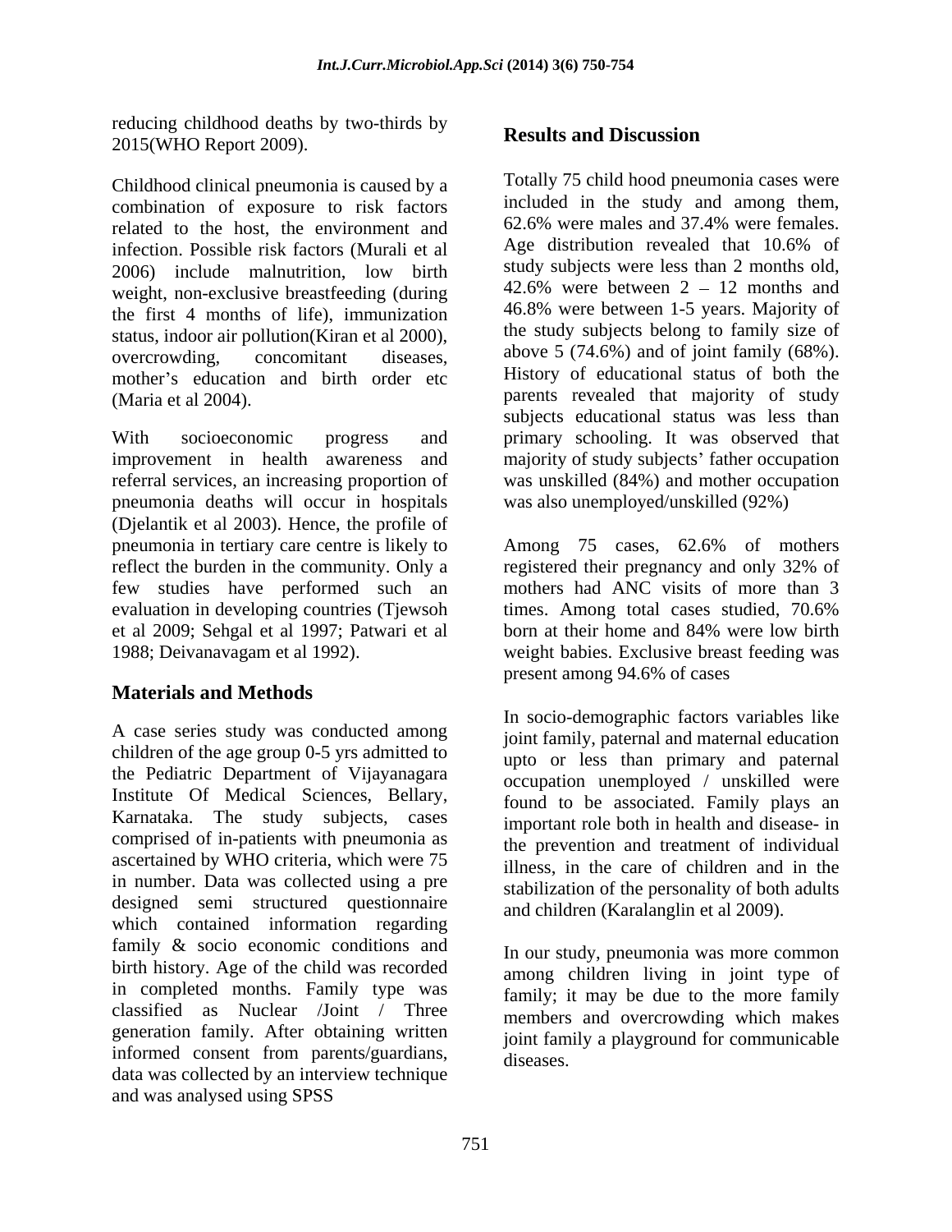reducing childhood deaths by two-thirds by 2015(WHO Report 2009).

Childhood clinical pneumonia is caused by a combination of exposure to risk factors related to the host, the environment and infection. Possible risk factors (Murali et al 2006) include malnutrition, low birth weight, non-exclusive breastfeeding (during the first 4 months of life), immunization status, indoor air pollution(Kiran et al 2000), overcrowding, concomitant diseases, mother's education and birth order etc (Maria et al 2004).

With socioeconomic progress and improvement in health awareness and referral services, an increasing proportion of pneumonia deaths will occur in hospitals (Djelantik et al 2003). Hence, the profile of pneumonia in tertiary care centre is likely to reflect the burden in the community. Only a few studies have performed such an evaluation in developing countries (Tjewsoh et al 2009; Sehgal et al 1997; Patwari et al 1988; Deivanavagam et al 1992).

## Materials and Methods

A case series study was conducted among children of the age group 0-5 yrs admitted to the Pediatric Department of Vijayanagara Institute Of Medical Sciences, Bellary, Karnataka. The study subjects, cases comprised of in-patients with pneumonia as ascertained by WHO criteria, which were 75 in number. Data was collected using a pre designed semi structured questionnaire which contained information regarding family & socio economic conditions and birth history. Age of the child was recorded in completed months. Family type was classified as Nuclear /Joint / Three generation family. After obtaining written informed consent from parents/guardians, data was collected by an interview technique and was analysed using SPSS

## Results and Discussion

Totally 75 child hood pneumonia cases were included in the study and among them, 62.6% were males and 37.4% were females. Age distribution revealed that 10.6% of study subjects were less than 2 months old, 42.6% were between 2 – 12 months and 46.8% were between 1-5 years. Majority of the study subjects belong to family size of above 5 (74.6%) and of joint family (68%). History of educational status of both the parents revealed that majority of study subjects educational status was less than primary schooling. It was observed that majority of study subjects' father occupation was unskilled (84%) and mother occupation was also unemployed/unskilled (92%)

Among 75 cases, 62.6% of mothers registered their pregnancy and only 32% of mothers had ANC visits of more than 3 times. Among total cases studied, 70.6% born at their home and 84% were low birth weight babies. Exclusive breast feeding was present among 94.6% of cases

In socio-demographic factors variables like joint family, paternal and maternal education upto or less than primary and paternal occupation unemployed / unskilled were found to be associated. Family plays an important role both in health and disease- in the prevention and treatment of individual illness, in the care of children and in the stabilization of the personality of both adults and children (Karalanglin et al 2009).

In our study, pneumonia was more common among children living in joint type of family; it may be due to the more family members and overcrowding which makes joint family a playground for communicable diseases.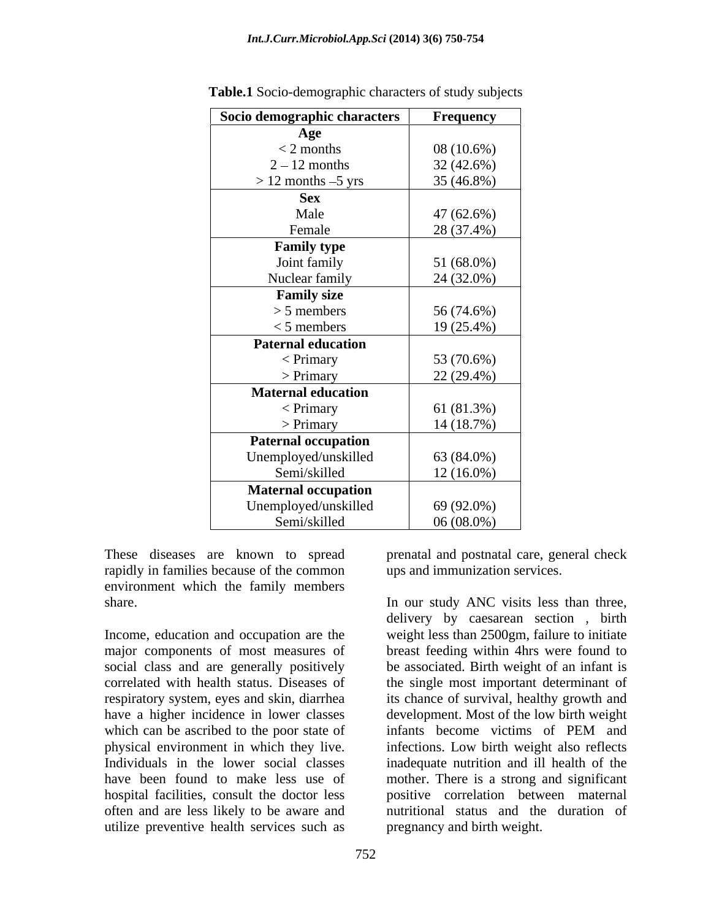**Table.1** Socio-demographic characters of study subjects

| Socio demographic characters | Frequency |
|---|---|
| **Age** | |
| < 2 months | 08 (10.6%) |
| 2 – 12 months | 32 (42.6%) |
| > 12 months –5 yrs | 35 (46.8%) |
| **Sex** | |
| Male | 47 (62.6%) |
| Female | 28 (37.4%) |
| **Family type** | |
| Joint family | 51 (68.0%) |
| Nuclear family | 24 (32.0%) |
| **Family size** | |
| > 5 members | 56 (74.6%) |
| < 5 members | 19 (25.4%) |
| **Paternal education** | |
| < Primary | 53 (70.6%) |
| > Primary | 22 (29.4%) |
| **Maternal education** | |
| < Primary | 61 (81.3%) |
| > Primary | 14 (18.7%) |
| **Paternal occupation** | |
| Unemployed/unskilled | 63 (84.0%) |
| Semi/skilled | 12 (16.0%) |
| **Maternal occupation** | |
| Unemployed/unskilled | 69 (92.0%) |
| Semi/skilled | 06 (08.0%) |

These diseases are known to spread rapidly in families because of the common environment which the family members share.

Income, education and occupation are the major components of most measures of social class and are generally positively correlated with health status. Diseases of respiratory system, eyes and skin, diarrhea have a higher incidence in lower classes which can be ascribed to the poor state of physical environment in which they live. Individuals in the lower social classes have been found to make less use of hospital facilities, consult the doctor less often and are less likely to be aware and utilize preventive health services such as prenatal and postnatal care, general check ups and immunization services.

In our study ANC visits less than three, delivery by caesarean section , birth weight less than 2500gm, failure to initiate breast feeding within 4hrs were found to be associated. Birth weight of an infant is the single most important determinant of its chance of survival, healthy growth and development. Most of the low birth weight infants become victims of PEM and infections. Low birth weight also reflects inadequate nutrition and ill health of the mother. There is a strong and significant positive correlation between maternal nutritional status and the duration of pregnancy and birth weight.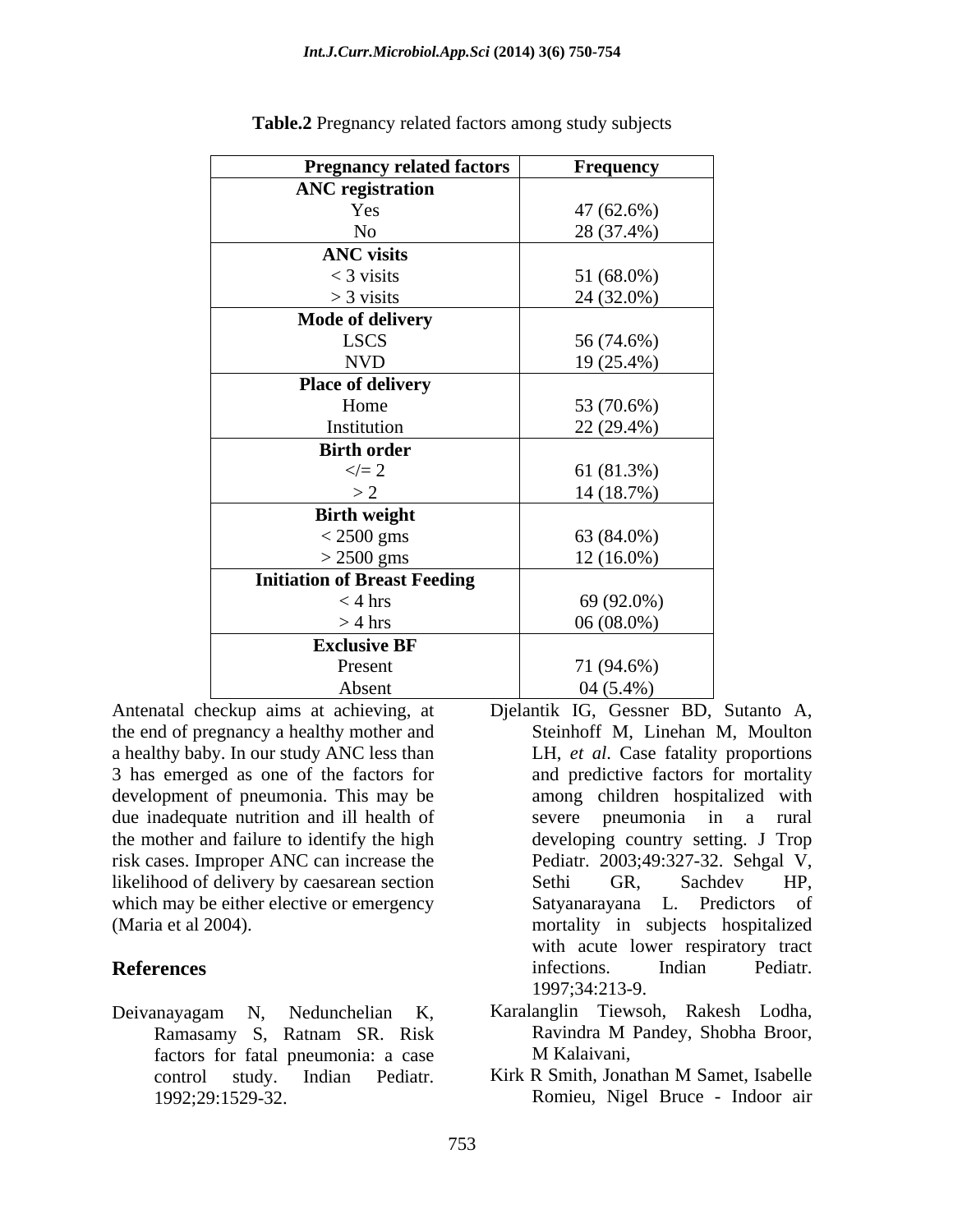**Table.2** Pregnancy related factors among study subjects

| Pregnancy related factors | Frequency |
|---|---|
| **ANC registration** | |
| Yes | 47 (62.6%) |
| No | 28 (37.4%) |
| **ANC visits** | |
| < 3 visits | 51 (68.0%) |
| > 3 visits | 24 (32.0%) |
| **Mode of delivery** | |
| LSCS | 56 (74.6%) |
| NVD | 19 (25.4%) |
| **Place of delivery** | |
| Home | 53 (70.6%) |
| Institution | 22 (29.4%) |
| **Birth order** | |
| </= 2 | 61 (81.3%) |
| > 2 | 14 (18.7%) |
| **Birth weight** | |
| < 2500 gms | 63 (84.0%) |
| > 2500 gms | 12 (16.0%) |
| **Initiation of Breast Feeding** | |
| < 4 hrs | 69 (92.0%) |
| > 4 hrs | 06 (08.0%) |
| **Exclusive BF** | |
| Present | 71 (94.6%) |
| Absent | 04 (5.4%) |

Antenatal checkup aims at achieving, at the end of pregnancy a healthy mother and a healthy baby. In our study ANC less than 3 has emerged as one of the factors for development of pneumonia. This may be due inadequate nutrition and ill health of the mother and failure to identify the high risk cases. Improper ANC can increase the likelihood of delivery by caesarean section which may be either elective or emergency (Maria et al 2004).

## References

Deivanayagam N, Nedunchelian K, Ramasamy S, Ratnam SR. Risk factors for fatal pneumonia: a case control study. Indian Pediatr. 1992;29:1529-32.

Djelantik IG, Gessner BD, Sutanto A, Steinhoff M, Linehan M, Moulton LH, *et al*. Case fatality proportions and predictive factors for mortality among children hospitalized with severe pneumonia in a rural developing country setting. J Trop Pediatr. 2003;49:327-32. Sehgal V, Sethi GR, Sachdev HP, Satyanarayana L. Predictors of mortality in subjects hospitalized with acute lower respiratory tract infections. Indian Pediatr. 1997;34:213-9.

Karalanglin Tiewsoh, Rakesh Lodha, Ravindra M Pandey, Shobha Broor, M Kalaivani,

Kirk R Smith, Jonathan M Samet, Isabelle Romieu, Nigel Bruce - Indoor air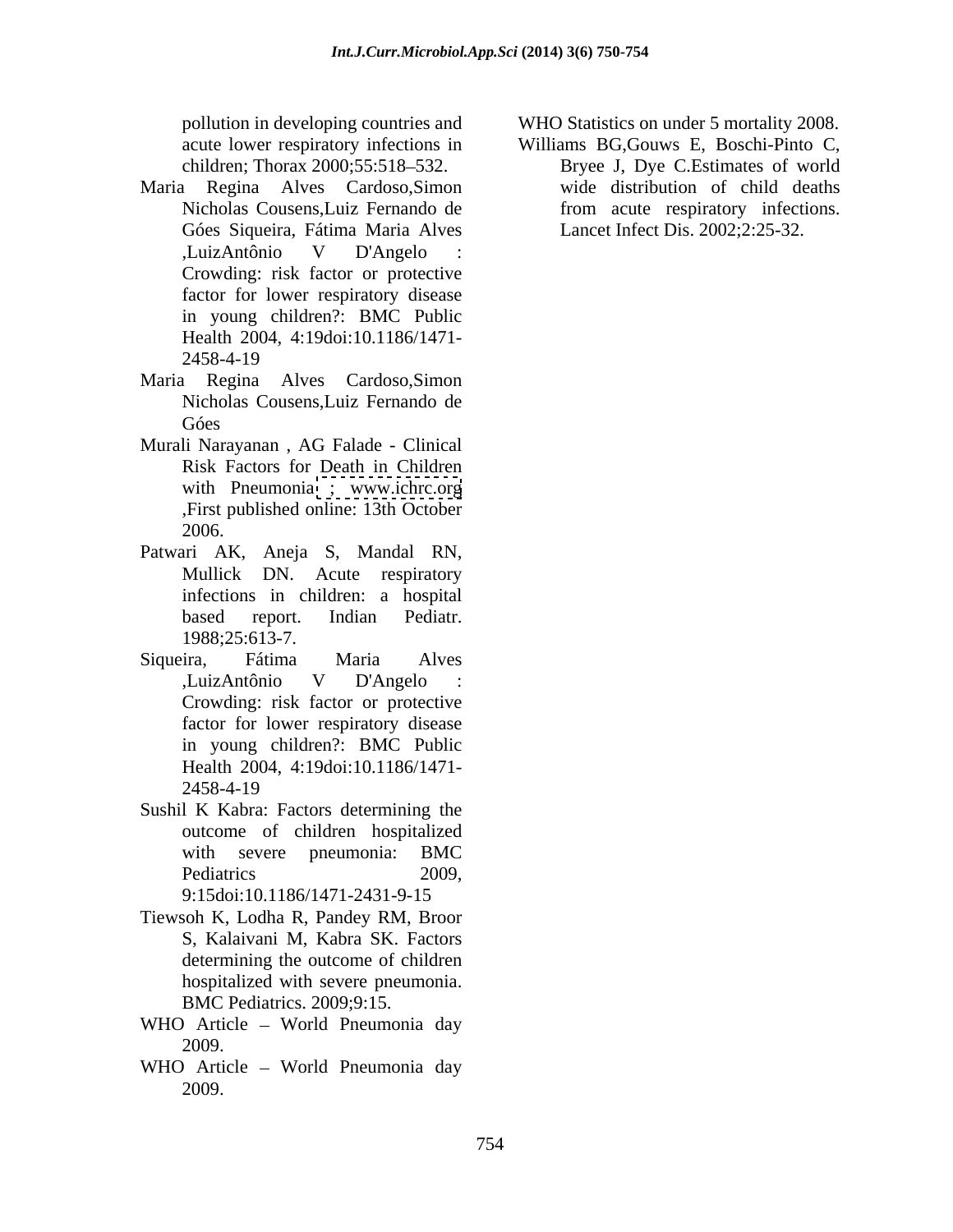pollution in developing countries and acute lower respiratory infections in children; Thorax 2000;55:518–532.

Maria Regina Alves Cardoso,Simon Nicholas Cousens,Luiz Fernando de Góes Siqueira, Fátima Maria Alves ,LuizAntônio V D'Angelo : Crowding: risk factor or protective factor for lower respiratory disease in young children?: BMC Public Health 2004, 4:19doi:10.1186/1471-2458-4-19

Maria Regina Alves Cardoso,Simon Nicholas Cousens,Luiz Fernando de Góes

Murali Narayanan , AG Falade - Clinical Risk Factors for Death in Children with Pneumonia ; www.ichrc.org ,First published online: 13th October 2006.

Patwari AK, Aneja S, Mandal RN, Mullick DN. Acute respiratory infections in children: a hospital based report. Indian Pediatr. 1988;25:613-7.

Siqueira, Fátima Maria Alves ,LuizAntônio V D'Angelo : Crowding: risk factor or protective factor for lower respiratory disease in young children?: BMC Public Health 2004, 4:19doi:10.1186/1471-2458-4-19

Sushil K Kabra: Factors determining the outcome of children hospitalized with severe pneumonia: BMC Pediatrics 2009, 9:15doi:10.1186/1471-2431-9-15

Tiewsoh K, Lodha R, Pandey RM, Broor S, Kalaivani M, Kabra SK. Factors determining the outcome of children hospitalized with severe pneumonia. BMC Pediatrics. 2009;9:15.

WHO Article – World Pneumonia day 2009.

WHO Article – World Pneumonia day 2009.

WHO Statistics on under 5 mortality 2008.

Williams BG,Gouws E, Boschi-Pinto C, Bryee J, Dye C.Estimates of world wide distribution of child deaths from acute respiratory infections. Lancet Infect Dis. 2002;2:25-32.